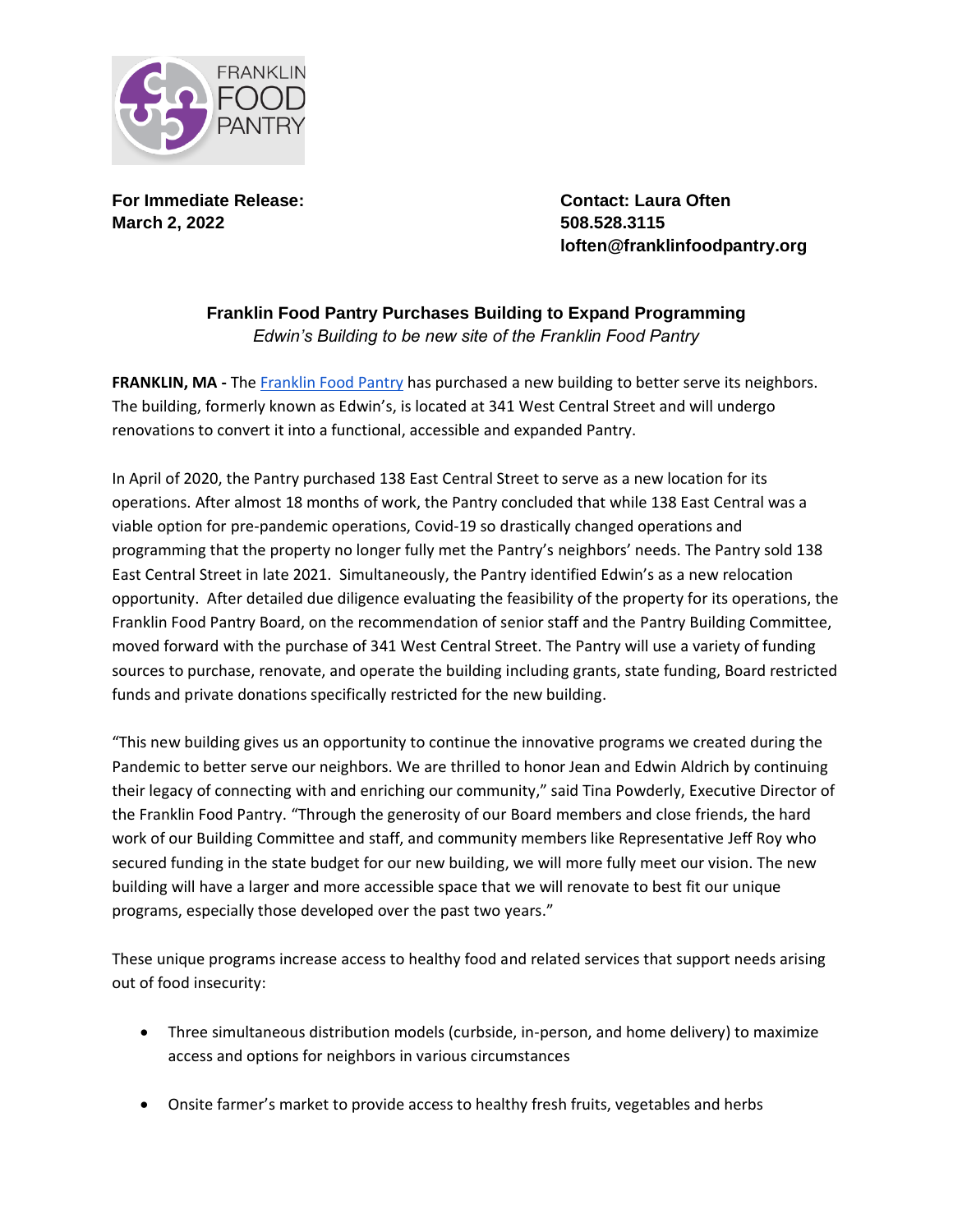FRANKLIN FOOD PANTRY

**For Immediate Release:**
**March 2, 2022**

**Contact: Laura Often**
**508.528.3115**
**loften@franklinfoodpantry.org**

## Franklin Food Pantry Purchases Building to Expand Programming

*Edwin's Building to be new site of the Franklin Food Pantry*

**FRANKLIN, MA -** The Franklin Food Pantry has purchased a new building to better serve its neighbors. The building, formerly known as Edwin's, is located at 341 West Central Street and will undergo renovations to convert it into a functional, accessible and expanded Pantry.

In April of 2020, the Pantry purchased 138 East Central Street to serve as a new location for its operations. After almost 18 months of work, the Pantry concluded that while 138 East Central was a viable option for pre-pandemic operations, Covid-19 so drastically changed operations and programming that the property no longer fully met the Pantry's neighbors' needs. The Pantry sold 138 East Central Street in late 2021. Simultaneously, the Pantry identified Edwin's as a new relocation opportunity. After detailed due diligence evaluating the feasibility of the property for its operations, the Franklin Food Pantry Board, on the recommendation of senior staff and the Pantry Building Committee, moved forward with the purchase of 341 West Central Street. The Pantry will use a variety of funding sources to purchase, renovate, and operate the building including grants, state funding, Board restricted funds and private donations specifically restricted for the new building.

"This new building gives us an opportunity to continue the innovative programs we created during the Pandemic to better serve our neighbors. We are thrilled to honor Jean and Edwin Aldrich by continuing their legacy of connecting with and enriching our community," said Tina Powderly, Executive Director of the Franklin Food Pantry. "Through the generosity of our Board members and close friends, the hard work of our Building Committee and staff, and community members like Representative Jeff Roy who secured funding in the state budget for our new building, we will more fully meet our vision. The new building will have a larger and more accessible space that we will renovate to best fit our unique programs, especially those developed over the past two years."

These unique programs increase access to healthy food and related services that support needs arising out of food insecurity:

- Three simultaneous distribution models (curbside, in-person, and home delivery) to maximize access and options for neighbors in various circumstances
- Onsite farmer's market to provide access to healthy fresh fruits, vegetables and herbs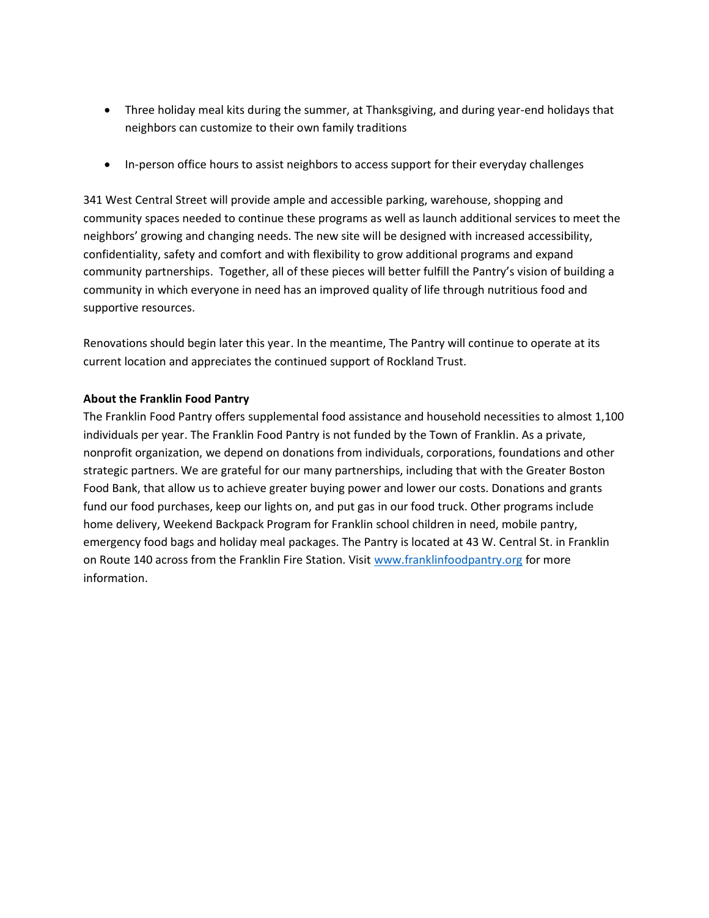- Three holiday meal kits during the summer, at Thanksgiving, and during year-end holidays that neighbors can customize to their own family traditions

- In-person office hours to assist neighbors to access support for their everyday challenges

341 West Central Street will provide ample and accessible parking, warehouse, shopping and community spaces needed to continue these programs as well as launch additional services to meet the neighbors' growing and changing needs. The new site will be designed with increased accessibility, confidentiality, safety and comfort and with flexibility to grow additional programs and expand community partnerships. Together, all of these pieces will better fulfill the Pantry's vision of building a community in which everyone in need has an improved quality of life through nutritious food and supportive resources.

Renovations should begin later this year. In the meantime, The Pantry will continue to operate at its current location and appreciates the continued support of Rockland Trust.

**About the Franklin Food Pantry**
The Franklin Food Pantry offers supplemental food assistance and household necessities to almost 1,100 individuals per year. The Franklin Food Pantry is not funded by the Town of Franklin. As a private, nonprofit organization, we depend on donations from individuals, corporations, foundations and other strategic partners. We are grateful for our many partnerships, including that with the Greater Boston Food Bank, that allow us to achieve greater buying power and lower our costs. Donations and grants fund our food purchases, keep our lights on, and put gas in our food truck. Other programs include home delivery, Weekend Backpack Program for Franklin school children in need, mobile pantry, emergency food bags and holiday meal packages. The Pantry is located at 43 W. Central St. in Franklin on Route 140 across from the Franklin Fire Station. Visit [www.franklinfoodpantry.org](http://www.franklinfoodpantry.org) for more information.